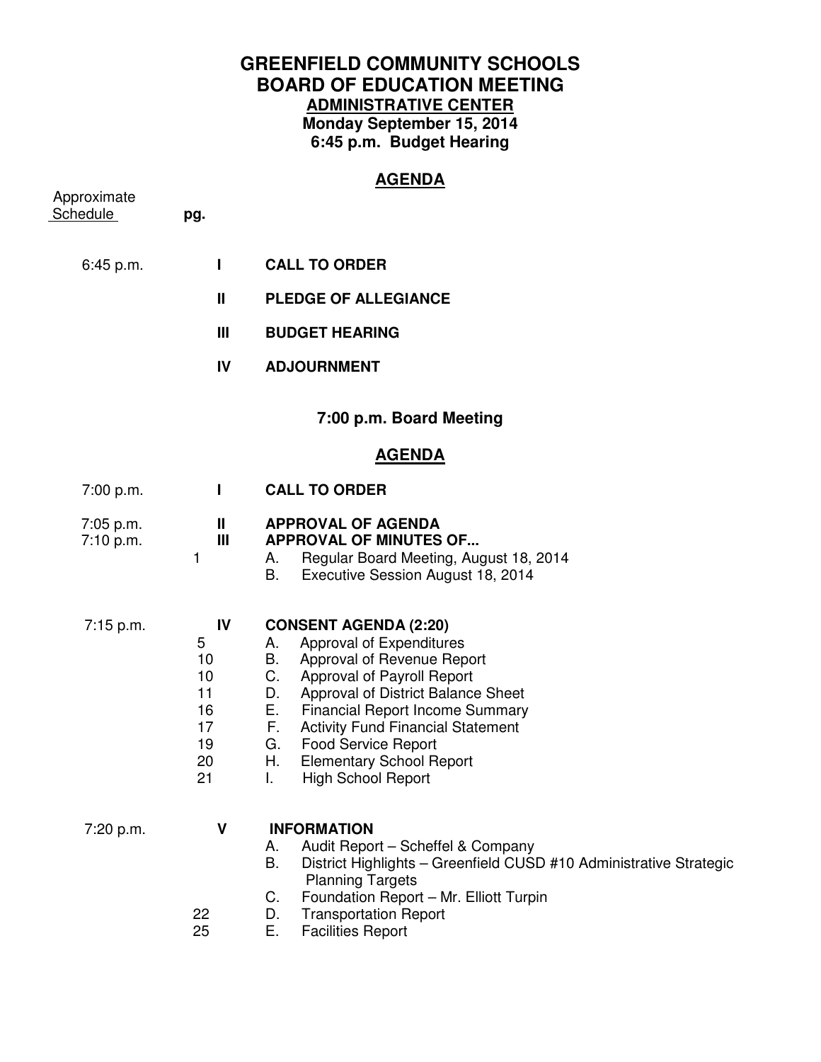# GREENFIELD COMMUNITY SCHOOLS
# BOARD OF EDUCATION MEETING

## ADMINISTRATIVE CENTER

**Monday September 15, 2014**
**6:45 p.m. Budget Hearing**

## AGENDA

| Approximate Schedule | pg. | | |
|---|---|---|---|
| 6:45 p.m. | | **I** | **CALL TO ORDER** |
| | | **II** | **PLEDGE OF ALLEGIANCE** |
| | | **III** | **BUDGET HEARING** |
| | | **IV** | **ADJOURNMENT** |

## 7:00 p.m. Board Meeting

## AGENDA

| Approximate Schedule | pg. | | |
|---|---|---|---|
| 7:00 p.m. | | **I** | **CALL TO ORDER** |
| 7:05 p.m. | | **II** | **APPROVAL OF AGENDA** |
| 7:10 p.m. | | **III** | **APPROVAL OF MINUTES OF...** |
| | 1 | | A. Regular Board Meeting, August 18, 2014 |
| | | | B. Executive Session August 18, 2014 |
| 7:15 p.m. | | **IV** | **CONSENT AGENDA (2:20)** |
| | 5 | | A. Approval of Expenditures |
| | 10 | | B. Approval of Revenue Report |
| | 10 | | C. Approval of Payroll Report |
| | 11 | | D. Approval of District Balance Sheet |
| | 16 | | E. Financial Report Income Summary |
| | 17 | | F. Activity Fund Financial Statement |
| | 19 | | G. Food Service Report |
| | 20 | | H. Elementary School Report |
| | 21 | | I. High School Report |
| 7:20 p.m. | | **V** | **INFORMATION** |
| | | | A. Audit Report – Scheffel & Company |
| | | | B. District Highlights – Greenfield CUSD #10 Administrative Strategic Planning Targets |
| | | | C. Foundation Report – Mr. Elliott Turpin |
| | 22 | | D. Transportation Report |
| | 25 | | E. Facilities Report |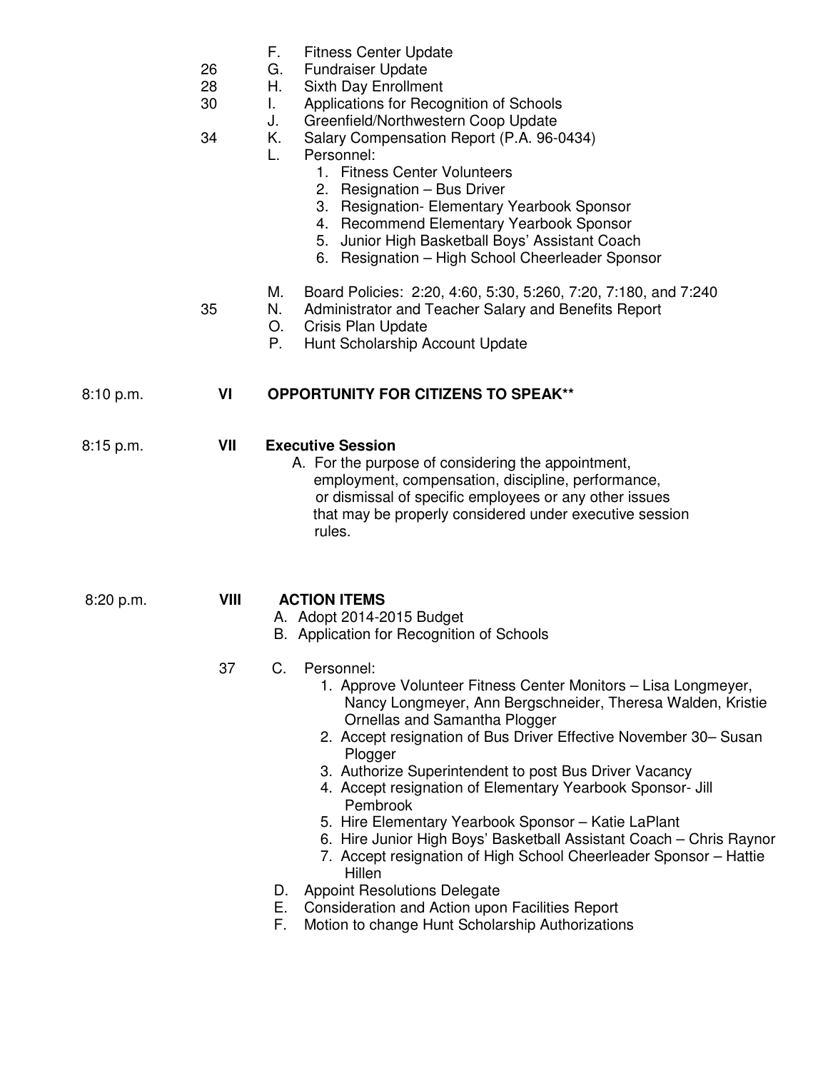| | | |
|---|---|---|
| | | F. Fitness Center Update |
| | 26 | G. Fundraiser Update |
| | 28 | H. Sixth Day Enrollment |
| | 30 | I. Applications for Recognition of Schools |
| | | J. Greenfield/Northwestern Coop Update |
| | 34 | K. Salary Compensation Report (P.A. 96-0434) |
| | | L. Personnel: |

1. Fitness Center Volunteers
2. Resignation – Bus Driver
3. Resignation- Elementary Yearbook Sponsor
4. Recommend Elementary Yearbook Sponsor
5. Junior High Basketball Boys' Assistant Coach
6. Resignation – High School Cheerleader Sponsor

M. Board Policies: 2:20, 4:60, 5:30, 5:260, 7:20, 7:180, and 7:240

35 N. Administrator and Teacher Salary and Benefits Report

O. Crisis Plan Update

P. Hunt Scholarship Account Update

8:10 p.m. **VI** **OPPORTUNITY FOR CITIZENS TO SPEAK****

8:15 p.m. **VII** **Executive Session**

A. For the purpose of considering the appointment, employment, compensation, discipline, performance, or dismissal of specific employees or any other issues that may be properly considered under executive session rules.

8:20 p.m. **VIII** **ACTION ITEMS**

A. Adopt 2014-2015 Budget

B. Application for Recognition of Schools

37 C. Personnel:

1. Approve Volunteer Fitness Center Monitors – Lisa Longmeyer, Nancy Longmeyer, Ann Bergschneider, Theresa Walden, Kristie Ornellas and Samantha Plogger
2. Accept resignation of Bus Driver Effective November 30– Susan Plogger
3. Authorize Superintendent to post Bus Driver Vacancy
4. Accept resignation of Elementary Yearbook Sponsor- Jill Pembrook
5. Hire Elementary Yearbook Sponsor – Katie LaPlant
6. Hire Junior High Boys' Basketball Assistant Coach – Chris Raynor
7. Accept resignation of High School Cheerleader Sponsor – Hattie Hillen

D. Appoint Resolutions Delegate

E. Consideration and Action upon Facilities Report

F. Motion to change Hunt Scholarship Authorizations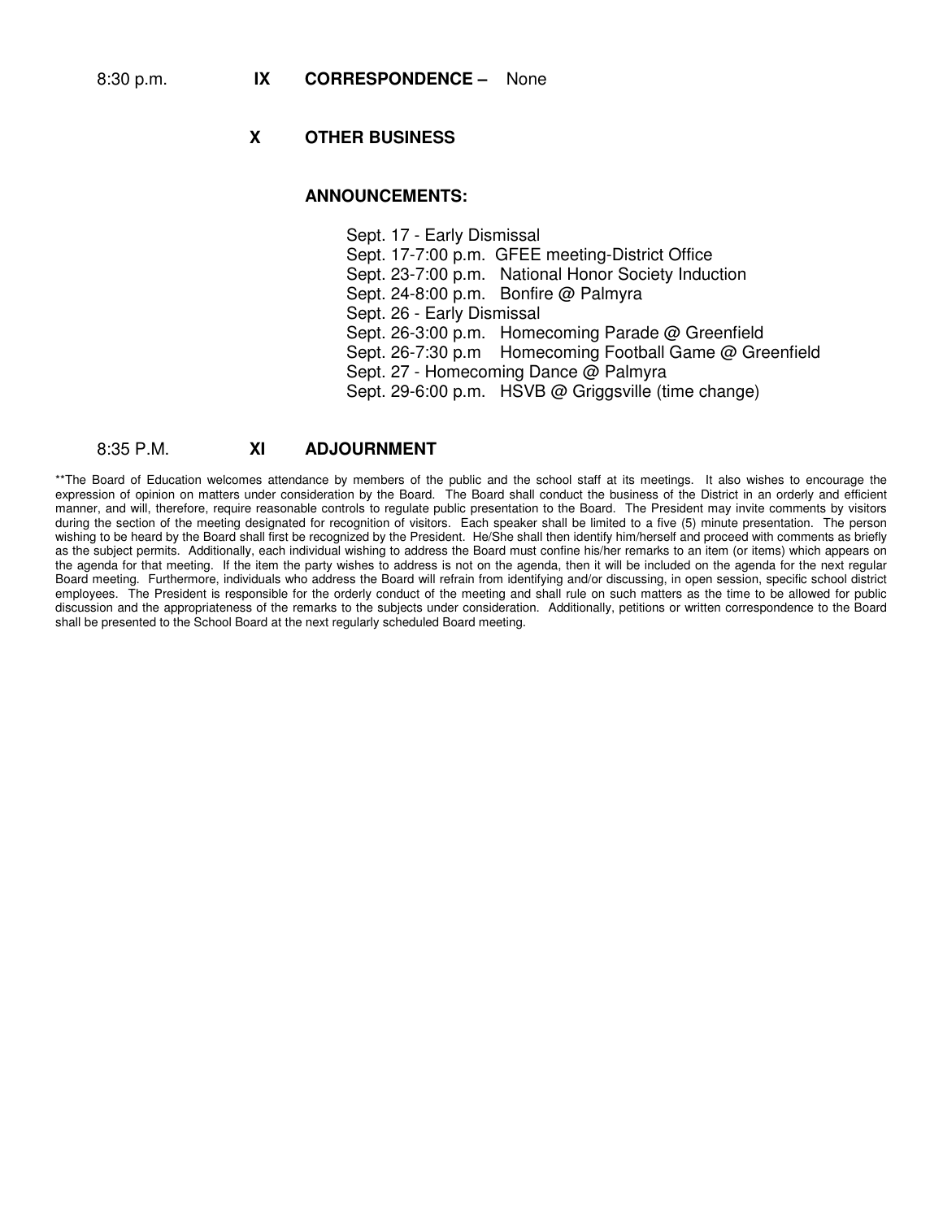8:30 p.m. **IX CORRESPONDENCE –** None

**X OTHER BUSINESS**

**ANNOUNCEMENTS:**

Sept. 17 - Early Dismissal
Sept. 17-7:00 p.m. GFEE meeting-District Office
Sept. 23-7:00 p.m. National Honor Society Induction
Sept. 24-8:00 p.m. Bonfire @ Palmyra
Sept. 26 - Early Dismissal
Sept. 26-3:00 p.m. Homecoming Parade @ Greenfield
Sept. 26-7:30 p.m Homecoming Football Game @ Greenfield
Sept. 27 - Homecoming Dance @ Palmyra
Sept. 29-6:00 p.m. HSVB @ Griggsville (time change)

8:35 P.M. **XI ADJOURNMENT**

**The Board of Education welcomes attendance by members of the public and the school staff at its meetings. It also wishes to encourage the expression of opinion on matters under consideration by the Board. The Board shall conduct the business of the District in an orderly and efficient manner, and will, therefore, require reasonable controls to regulate public presentation to the Board. The President may invite comments by visitors during the section of the meeting designated for recognition of visitors. Each speaker shall be limited to a five (5) minute presentation. The person wishing to be heard by the Board shall first be recognized by the President. He/She shall then identify him/herself and proceed with comments as briefly as the subject permits. Additionally, each individual wishing to address the Board must confine his/her remarks to an item (or items) which appears on the agenda for that meeting. If the item the party wishes to address is not on the agenda, then it will be included on the agenda for the next regular Board meeting. Furthermore, individuals who address the Board will refrain from identifying and/or discussing, in open session, specific school district employees. The President is responsible for the orderly conduct of the meeting and shall rule on such matters as the time to be allowed for public discussion and the appropriateness of the remarks to the subjects under consideration. Additionally, petitions or written correspondence to the Board shall be presented to the School Board at the next regularly scheduled Board meeting.